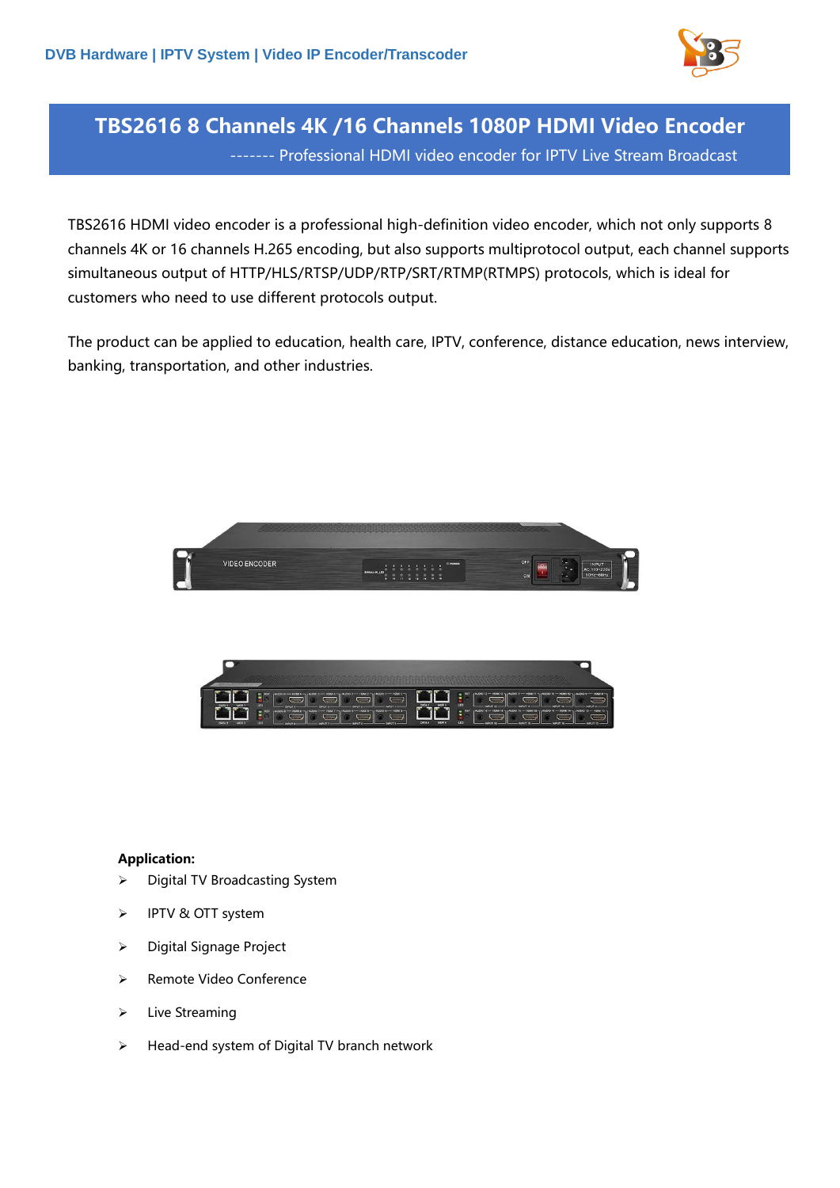DVB Hardware | IPTV System | Video IP Encoder/Transcoder

# TBS2616 8 Channels 4K /16 Channels 1080P HDMI Video Encoder

------- Professional HDMI video encoder for IPTV Live Stream Broadcast

TBS2616 HDMI video encoder is a professional high-definition video encoder, which not only supports 8 channels 4K or 16 channels H.265 encoding, but also supports multiprotocol output, each channel supports simultaneous output of HTTP/HLS/RTSP/UDP/RTP/SRT/RTMP(RTMPS) protocols, which is ideal for customers who need to use different protocols output.

The product can be applied to education, health care, IPTV, conference, distance education, news interview, banking, transportation, and other industries.

**Application:**

- Digital TV Broadcasting System
- IPTV & OTT system
- Digital Signage Project
- Remote Video Conference
- Live Streaming
- Head-end system of Digital TV branch network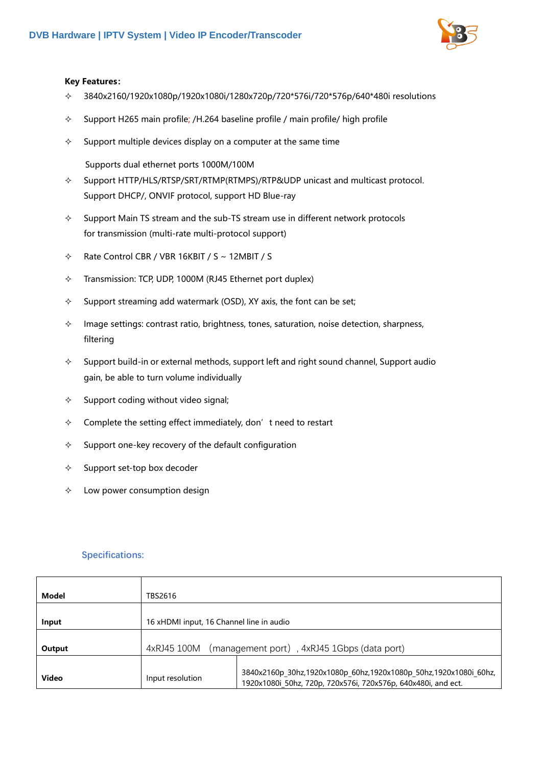**Key Features:**

- 3840x2160/1920x1080p/1920x1080i/1280x720p/720*576i/720*576p/640*480i resolutions
- Support H265 main profile; /H.264 baseline profile / main profile/ high profile
- Support multiple devices display on a computer at the same time

  Supports dual ethernet ports 1000M/100M
- Support HTTP/HLS/RTSP/SRT/RTMP(RTMPS)/RTP&UDP unicast and multicast protocol. Support DHCP/, ONVIF protocol, support HD Blue-ray
- Support Main TS stream and the sub-TS stream use in different network protocols for transmission (multi-rate multi-protocol support)
- Rate Control CBR / VBR 16KBIT / S ~ 12MBIT / S
- Transmission: TCP, UDP, 1000M (RJ45 Ethernet port duplex)
- Support streaming add watermark (OSD), XY axis, the font can be set;
- Image settings: contrast ratio, brightness, tones, saturation, noise detection, sharpness, filtering
- Support build-in or external methods, support left and right sound channel, Support audio gain, be able to turn volume individually
- Support coding without video signal;
- Complete the setting effect immediately, don't need to restart
- Support one-key recovery of the default configuration
- Support set-top box decoder
- Low power consumption design

## Specifications:

| Model | TBS2616 | |
|---|---|---|
| Input | 16 xHDMI input, 16 Channel line in audio | |
| Output | 4xRJ45 100M (management port), 4xRJ45 1Gbps (data port) | |
| Video | Input resolution | 3840x2160p_30hz,1920x1080p_60hz,1920x1080p_50hz,1920x1080i_60hz, 1920x1080i_50hz, 720p, 720x576i, 720x576p, 640x480i, and ect. |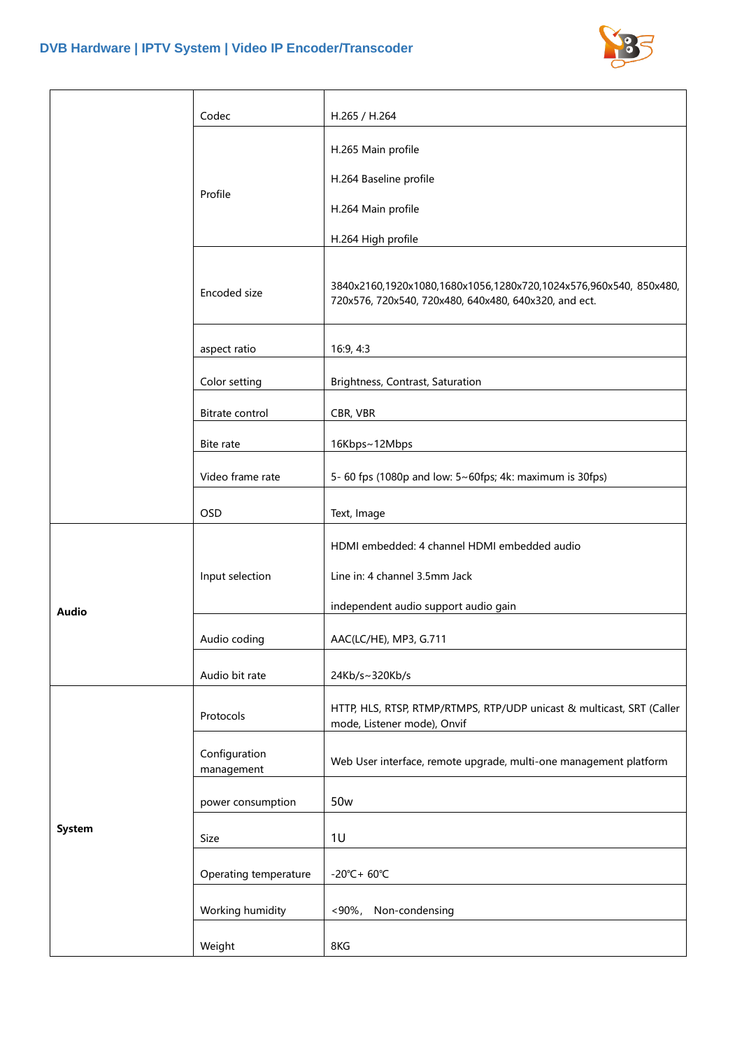| | | |
|---|---|---|
| | Codec | H.265 / H.264 |
| | Profile | H.265 Main profile<br>H.264 Baseline profile<br>H.264 Main profile<br>H.264 High profile |
| | Encoded size | 3840x2160,1920x1080,1680x1056,1280x720,1024x576,960x540, 850x480, 720x576, 720x540, 720x480, 640x480, 640x320, and ect. |
| | aspect ratio | 16:9, 4:3 |
| | Color setting | Brightness, Contrast, Saturation |
| | Bitrate control | CBR, VBR |
| | Bite rate | 16Kbps~12Mbps |
| | Video frame rate | 5- 60 fps (1080p and low: 5~60fps; 4k: maximum is 30fps) |
| | OSD | Text, Image |
| **Audio** | Input selection | HDMI embedded: 4 channel HDMI embedded audio<br>Line in: 4 channel 3.5mm Jack<br>independent audio support audio gain |
| | Audio coding | AAC(LC/HE), MP3, G.711 |
| | Audio bit rate | 24Kb/s~320Kb/s |
| **System** | Protocols | HTTP, HLS, RTSP, RTMP/RTMPS, RTP/UDP unicast & multicast, SRT (Caller mode, Listener mode), Onvif |
| | Configuration management | Web User interface, remote upgrade, multi-one management platform |
| | power consumption | 50w |
| | Size | 1U |
| | Operating temperature | -20℃+ 60℃ |
| | Working humidity | <90%， Non-condensing |
| | Weight | 8KG |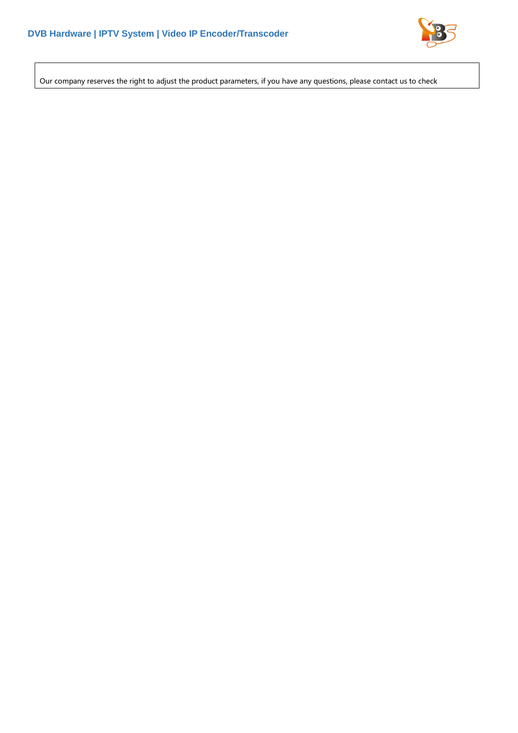Our company reserves the right to adjust the product parameters, if you have any questions, please contact us to check